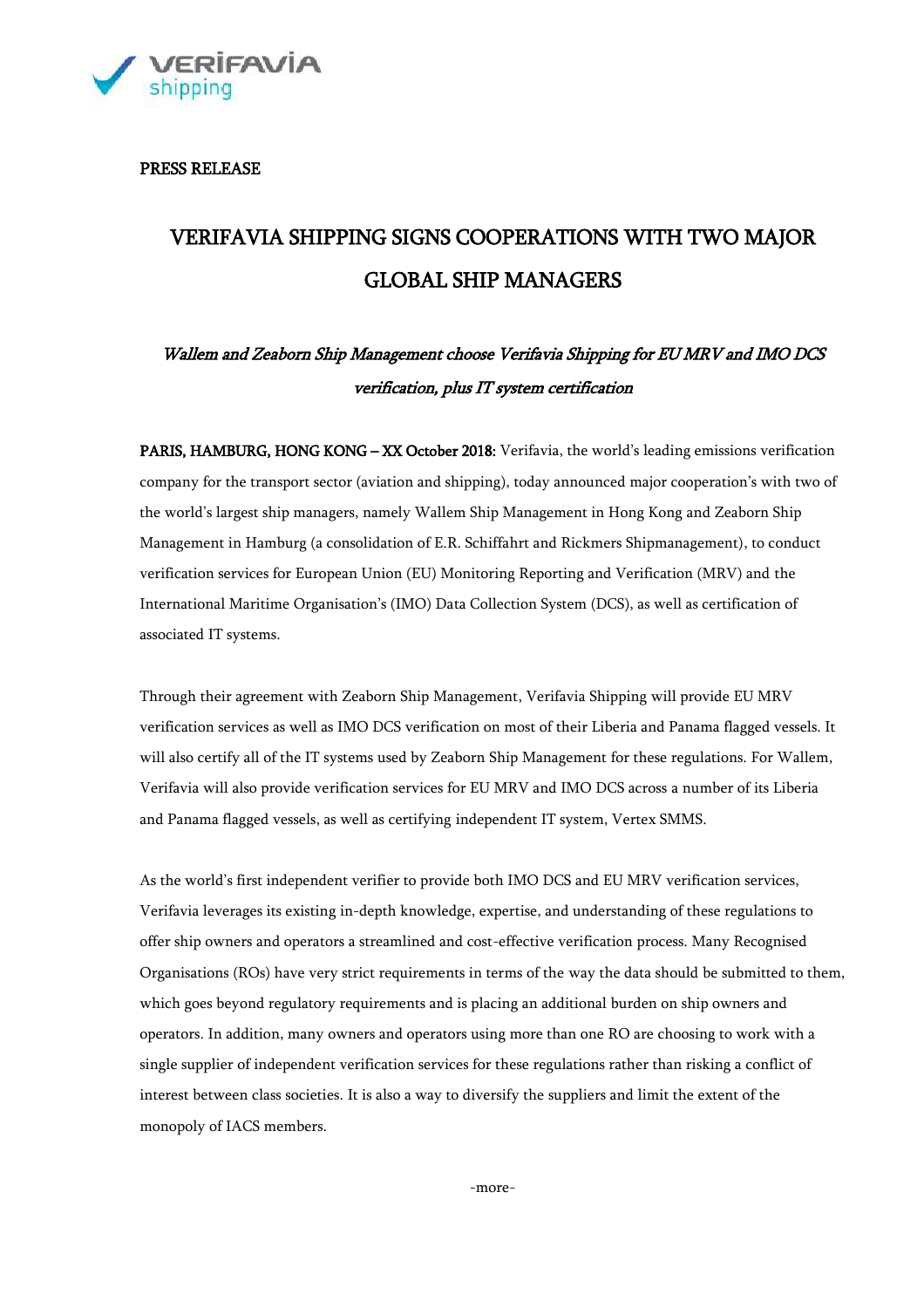PRESS RELEASE

# VERIFAVIA SHIPPING SIGNS COOPERATIONS WITH TWO MAJOR GLOBAL SHIP MANAGERS

## *Wallem and Zeaborn Ship Management choose Verifavia Shipping for EU MRV and IMO DCS verification, plus IT system certification*

**PARIS, HAMBURG, HONG KONG – XX October 2018:** Verifavia, the world's leading emissions verification company for the transport sector (aviation and shipping), today announced major cooperation's with two of the world's largest ship managers, namely Wallem Ship Management in Hong Kong and Zeaborn Ship Management in Hamburg (a consolidation of E.R. Schiffahrt and Rickmers Shipmanagement), to conduct verification services for European Union (EU) Monitoring Reporting and Verification (MRV) and the International Maritime Organisation's (IMO) Data Collection System (DCS), as well as certification of associated IT systems.

Through their agreement with Zeaborn Ship Management, Verifavia Shipping will provide EU MRV verification services as well as IMO DCS verification on most of their Liberia and Panama flagged vessels. It will also certify all of the IT systems used by Zeaborn Ship Management for these regulations. For Wallem, Verifavia will also provide verification services for EU MRV and IMO DCS across a number of its Liberia and Panama flagged vessels, as well as certifying independent IT system, Vertex SMMS.

As the world's first independent verifier to provide both IMO DCS and EU MRV verification services, Verifavia leverages its existing in-depth knowledge, expertise, and understanding of these regulations to offer ship owners and operators a streamlined and cost-effective verification process. Many Recognised Organisations (ROs) have very strict requirements in terms of the way the data should be submitted to them, which goes beyond regulatory requirements and is placing an additional burden on ship owners and operators. In addition, many owners and operators using more than one RO are choosing to work with a single supplier of independent verification services for these regulations rather than risking a conflict of interest between class societies. It is also a way to diversify the suppliers and limit the extent of the monopoly of IACS members.

-more-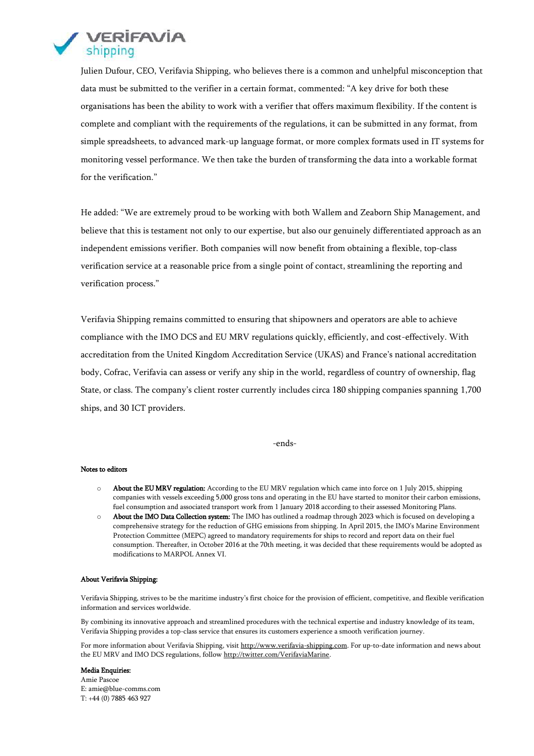Julien Dufour, CEO, Verifavia Shipping, who believes there is a common and unhelpful misconception that data must be submitted to the verifier in a certain format, commented: "A key drive for both these organisations has been the ability to work with a verifier that offers maximum flexibility. If the content is complete and compliant with the requirements of the regulations, it can be submitted in any format, from simple spreadsheets, to advanced mark-up language format, or more complex formats used in IT systems for monitoring vessel performance. We then take the burden of transforming the data into a workable format for the verification."

He added: "We are extremely proud to be working with both Wallem and Zeaborn Ship Management, and believe that this is testament not only to our expertise, but also our genuinely differentiated approach as an independent emissions verifier. Both companies will now benefit from obtaining a flexible, top-class verification service at a reasonable price from a single point of contact, streamlining the reporting and verification process."

Verifavia Shipping remains committed to ensuring that shipowners and operators are able to achieve compliance with the IMO DCS and EU MRV regulations quickly, efficiently, and cost-effectively. With accreditation from the United Kingdom Accreditation Service (UKAS) and France's national accreditation body, Cofrac, Verifavia can assess or verify any ship in the world, regardless of country of ownership, flag State, or class. The company's client roster currently includes circa 180 shipping companies spanning 1,700 ships, and 30 ICT providers.

-ends-

**Notes to editors**

- **About the EU MRV regulation:** According to the EU MRV regulation which came into force on 1 July 2015, shipping companies with vessels exceeding 5,000 gross tons and operating in the EU have started to monitor their carbon emissions, fuel consumption and associated transport work from 1 January 2018 according to their assessed Monitoring Plans.
- **About the IMO Data Collection system:** The IMO has outlined a roadmap through 2023 which is focused on developing a comprehensive strategy for the reduction of GHG emissions from shipping. In April 2015, the IMO's Marine Environment Protection Committee (MEPC) agreed to mandatory requirements for ships to record and report data on their fuel consumption. Thereafter, in October 2016 at the 70th meeting, it was decided that these requirements would be adopted as modifications to MARPOL Annex VI.

**About Verifavia Shipping:**

Verifavia Shipping, strives to be the maritime industry's first choice for the provision of efficient, competitive, and flexible verification information and services worldwide.

By combining its innovative approach and streamlined procedures with the technical expertise and industry knowledge of its team, Verifavia Shipping provides a top-class service that ensures its customers experience a smooth verification journey.

For more information about Verifavia Shipping, visit http://www.verifavia-shipping.com. For up-to-date information and news about the EU MRV and IMO DCS regulations, follow http://twitter.com/VerifaviaMarine.

**Media Enquiries:**
Amie Pascoe
E: amie@blue-comms.com
T: +44 (0) 7885 463 927